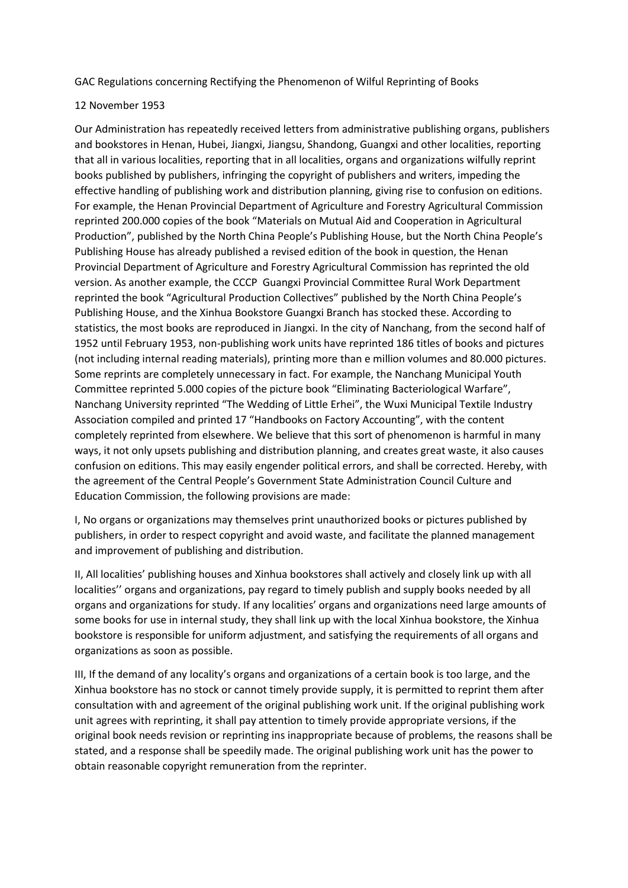GAC Regulations concerning Rectifying the Phenomenon of Wilful Reprinting of Books

12 November 1953

Our Administration has repeatedly received letters from administrative publishing organs, publishers and bookstores in Henan, Hubei, Jiangxi, Jiangsu, Shandong, Guangxi and other localities, reporting that all in various localities, reporting that in all localities, organs and organizations wilfully reprint books published by publishers, infringing the copyright of publishers and writers, impeding the effective handling of publishing work and distribution planning, giving rise to confusion on editions. For example, the Henan Provincial Department of Agriculture and Forestry Agricultural Commission reprinted 200.000 copies of the book "Materials on Mutual Aid and Cooperation in Agricultural Production", published by the North China People's Publishing House, but the North China People's Publishing House has already published a revised edition of the book in question, the Henan Provincial Department of Agriculture and Forestry Agricultural Commission has reprinted the old version. As another example, the CCCP Guangxi Provincial Committee Rural Work Department reprinted the book "Agricultural Production Collectives" published by the North China People's Publishing House, and the Xinhua Bookstore Guangxi Branch has stocked these. According to statistics, the most books are reproduced in Jiangxi. In the city of Nanchang, from the second half of 1952 until February 1953, non-publishing work units have reprinted 186 titles of books and pictures (not including internal reading materials), printing more than e million volumes and 80.000 pictures. Some reprints are completely unnecessary in fact. For example, the Nanchang Municipal Youth Committee reprinted 5.000 copies of the picture book "Eliminating Bacteriological Warfare", Nanchang University reprinted "The Wedding of Little Erhei", the Wuxi Municipal Textile Industry Association compiled and printed 17 "Handbooks on Factory Accounting", with the content completely reprinted from elsewhere. We believe that this sort of phenomenon is harmful in many ways, it not only upsets publishing and distribution planning, and creates great waste, it also causes confusion on editions. This may easily engender political errors, and shall be corrected. Hereby, with the agreement of the Central People's Government State Administration Council Culture and Education Commission, the following provisions are made:

I, No organs or organizations may themselves print unauthorized books or pictures published by publishers, in order to respect copyright and avoid waste, and facilitate the planned management and improvement of publishing and distribution.

II, All localities' publishing houses and Xinhua bookstores shall actively and closely link up with all localities'' organs and organizations, pay regard to timely publish and supply books needed by all organs and organizations for study. If any localities' organs and organizations need large amounts of some books for use in internal study, they shall link up with the local Xinhua bookstore, the Xinhua bookstore is responsible for uniform adjustment, and satisfying the requirements of all organs and organizations as soon as possible.

III, If the demand of any locality's organs and organizations of a certain book is too large, and the Xinhua bookstore has no stock or cannot timely provide supply, it is permitted to reprint them after consultation with and agreement of the original publishing work unit. If the original publishing work unit agrees with reprinting, it shall pay attention to timely provide appropriate versions, if the original book needs revision or reprinting ins inappropriate because of problems, the reasons shall be stated, and a response shall be speedily made. The original publishing work unit has the power to obtain reasonable copyright remuneration from the reprinter.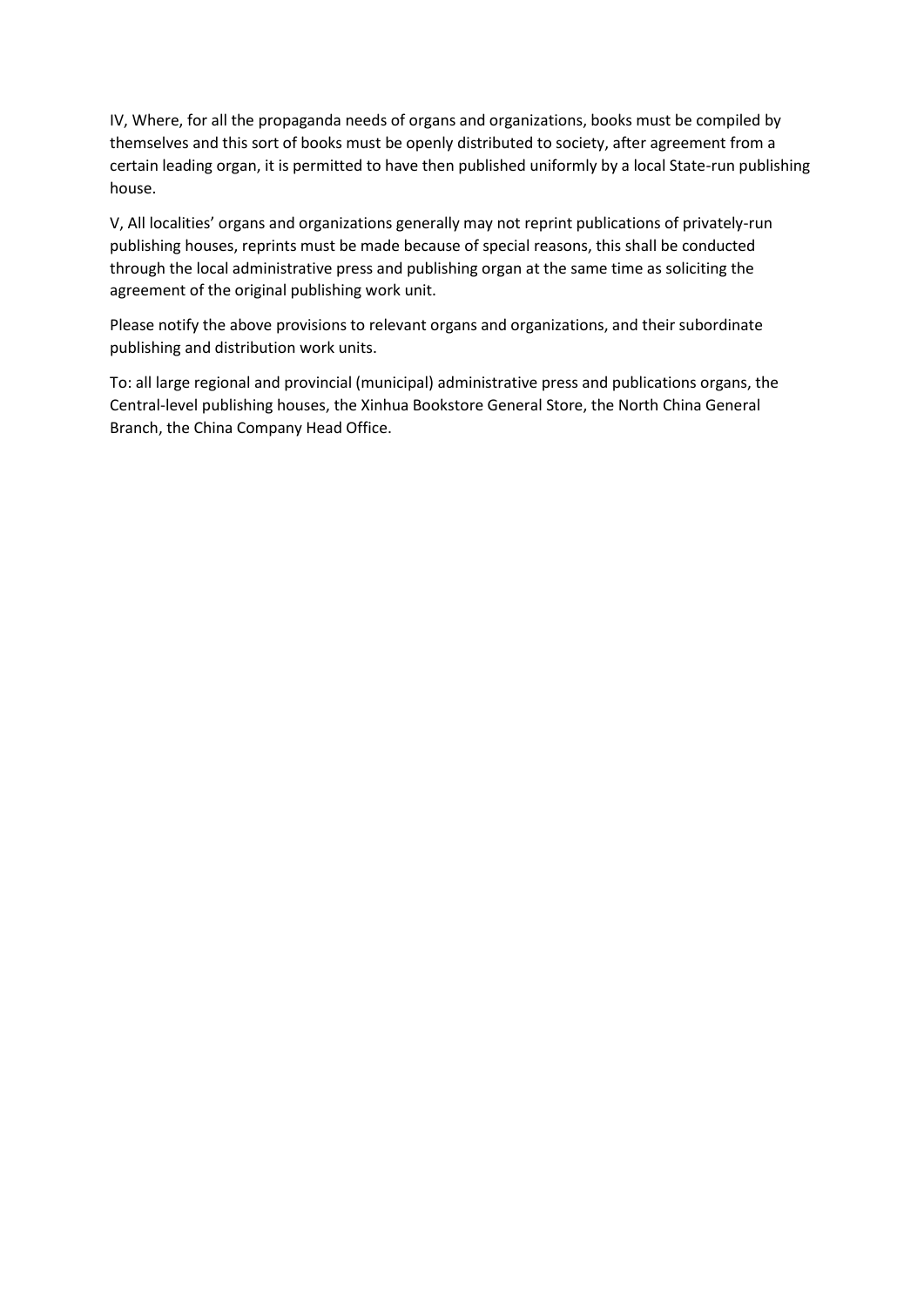IV, Where, for all the propaganda needs of organs and organizations, books must be compiled by themselves and this sort of books must be openly distributed to society, after agreement from a certain leading organ, it is permitted to have then published uniformly by a local State-run publishing house.

V, All localities' organs and organizations generally may not reprint publications of privately-run publishing houses, reprints must be made because of special reasons, this shall be conducted through the local administrative press and publishing organ at the same time as soliciting the agreement of the original publishing work unit.

Please notify the above provisions to relevant organs and organizations, and their subordinate publishing and distribution work units.

To: all large regional and provincial (municipal) administrative press and publications organs, the Central-level publishing houses, the Xinhua Bookstore General Store, the North China General Branch, the China Company Head Office.